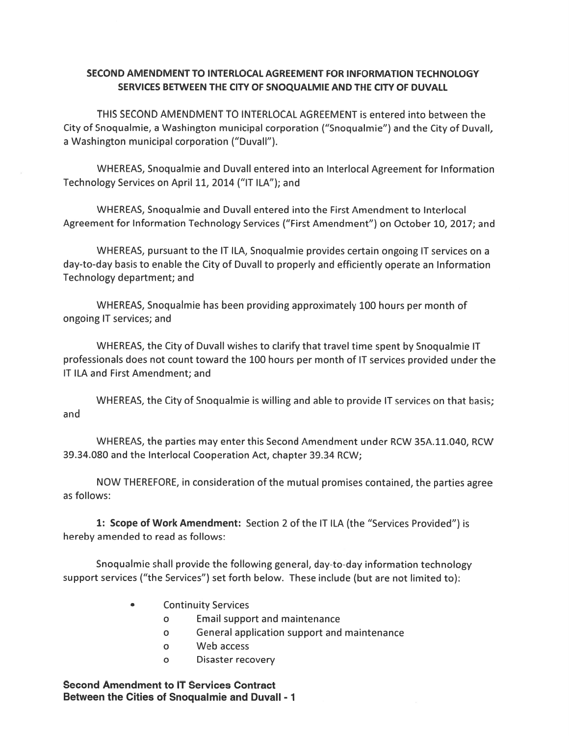# SECOND AMENDMENT TO INTERLOCAL AGREEMENT FOR INFORMATION TECHNOLOGY SERVICES BETWEEN THE CITY OF SNOQUALMIE AND THE CITY OF DUVALL

THIS SECOND AMENDMENT TO INTERLOCAL AGREEMENT is entered into between the City of Snoqualmie, a Washington municipal corporation ("Snoqualmie") and the City of Duvall, a Washington municipal corporation ("Duvall").

WHEREAS, Snoqualmie and Duvall entered into an Interlocal Agreement for Information Technology Services on April 11, 2014 ("IT ILA"); and

WHEREAS, Snoqualmie and Duvall entered into the First Amendment to Interlocal Agreement for Information Technology Services ("First Amendment") on October 10, 2017; and

WHEREAS, pursuant to the IT ILA, Snoqualmie provides certain ongoing IT services on a day-to-day basis to enable the City of Duvall to properly and efficiently operate an Information Technology department; and

WHEREAS, Snoqualmie has been providing approximately 100 hours per month of ongoing IT services; and

WHEREAS, the City of Duvall wishes to clarify that travel time spent by Snoqualmie IT professionals does not count toward the 100 hours per month of IT services provided under the IT ILA and First Amendment; and

WHEREAS, the City of Snoqualmie is willing and able to provide IT services on that basis; and

WHEREAS, the parties may enter this Second Amendment under RCW 35A.11.040, RCW 39.34.080 and the Interlocal Cooperation Act, chapter 39.34 RCW;

NOW THEREFORE, in consideration of the mutual promises contained, the parties agree as follows:

**1: Scope of Work Amendment:** Section 2 of the IT ILA (the "Services Provided") is hereby amended to read as follows:

Snoqualmie shall provide the following general, day-to-day information technology support services ("the Services") set forth below. These include (but are not limited to):

- Continuity Services
  - Email support and maintenance
  - General application support and maintenance
  - Web access
  - Disaster recovery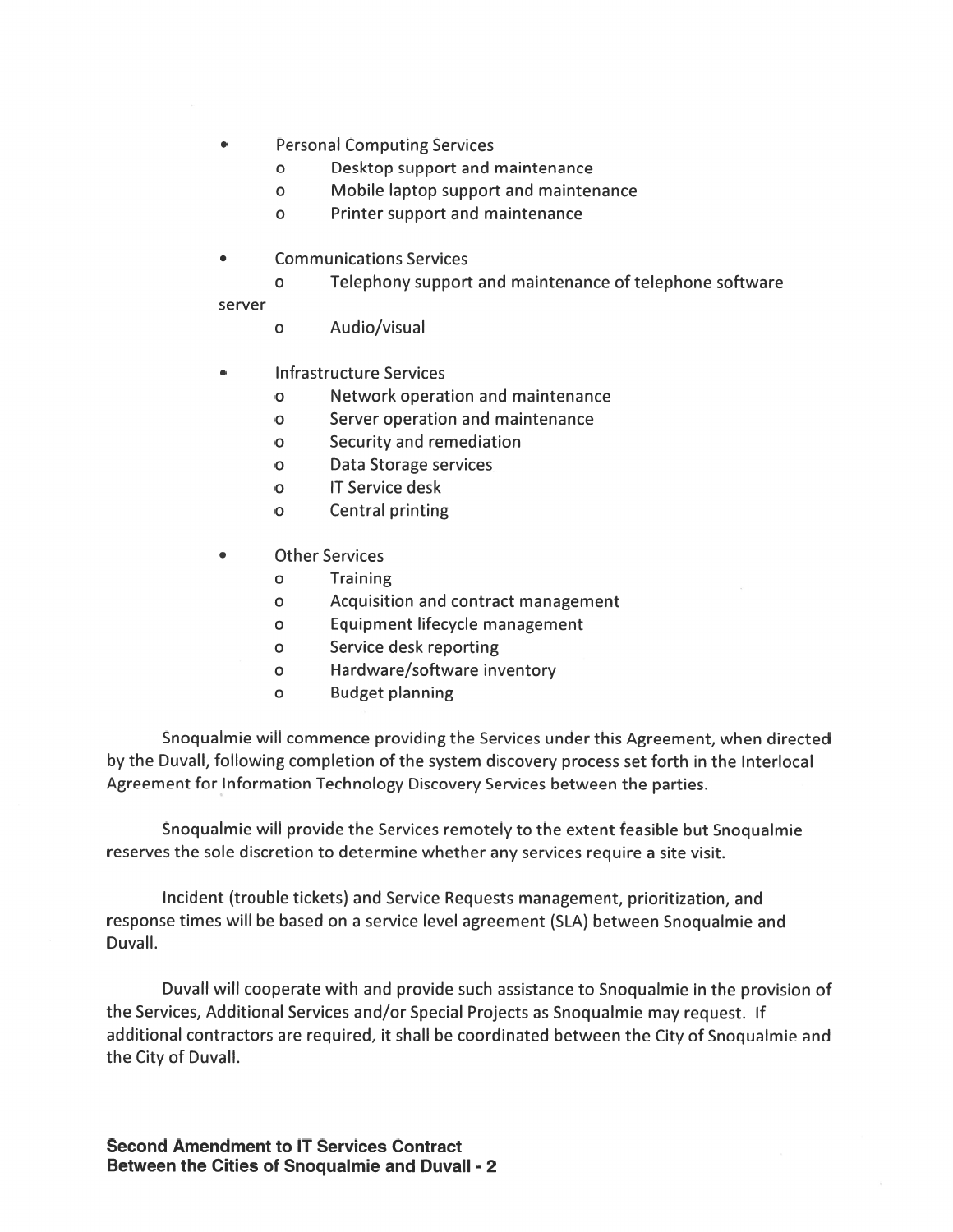- Personal Computing Services
  - Desktop support and maintenance
  - Mobile laptop support and maintenance
  - Printer support and maintenance

- Communications Services
  - Telephony support and maintenance of telephone software server
  - Audio/visual

- Infrastructure Services
  - Network operation and maintenance
  - Server operation and maintenance
  - Security and remediation
  - Data Storage services
  - IT Service desk
  - Central printing

- Other Services
  - Training
  - Acquisition and contract management
  - Equipment lifecycle management
  - Service desk reporting
  - Hardware/software inventory
  - Budget planning

Snoqualmie will commence providing the Services under this Agreement, when directed by the Duvall, following completion of the system discovery process set forth in the Interlocal Agreement for Information Technology Discovery Services between the parties.

Snoqualmie will provide the Services remotely to the extent feasible but Snoqualmie reserves the sole discretion to determine whether any services require a site visit.

Incident (trouble tickets) and Service Requests management, prioritization, and response times will be based on a service level agreement (SLA) between Snoqualmie and Duvall.

Duvall will cooperate with and provide such assistance to Snoqualmie in the provision of the Services, Additional Services and/or Special Projects as Snoqualmie may request. If additional contractors are required, it shall be coordinated between the City of Snoqualmie and the City of Duvall.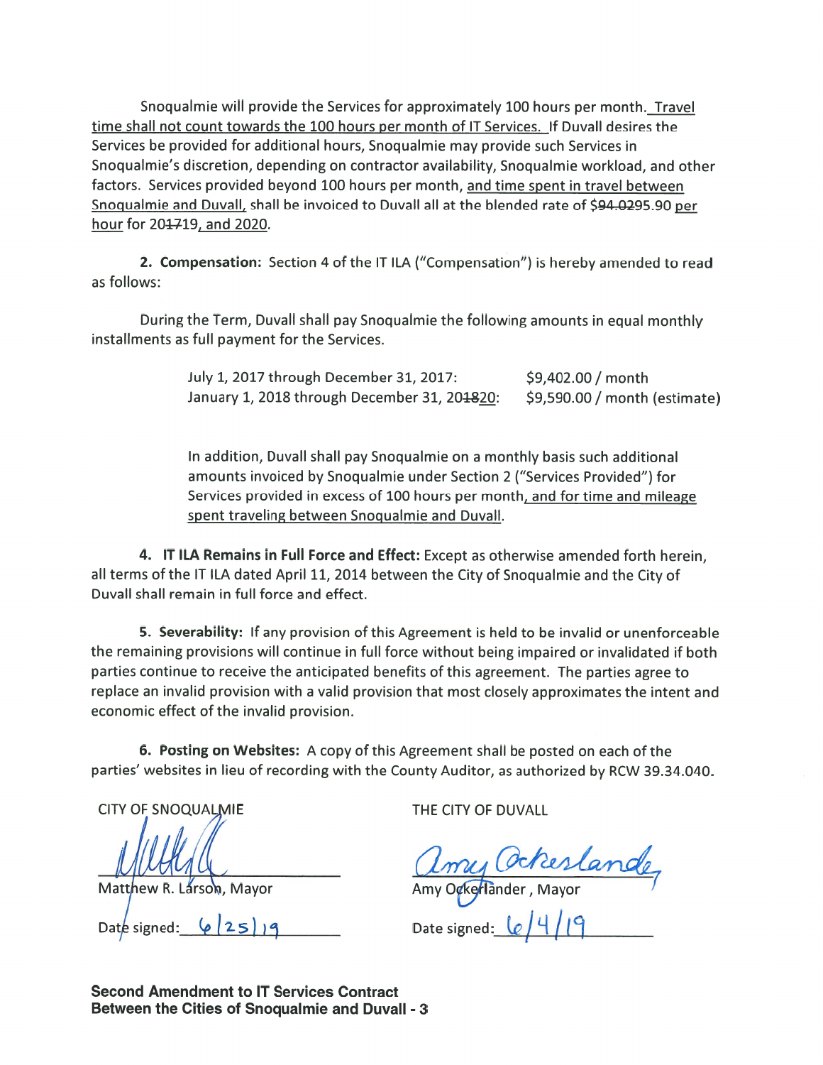Snoqualmie will provide the Services for approximately 100 hours per month. Travel time shall not count towards the 100 hours per month of IT Services. If Duvall desires the Services be provided for additional hours, Snoqualmie may provide such Services in Snoqualmie's discretion, depending on contractor availability, Snoqualmie workload, and other factors. Services provided beyond 100 hours per month, and time spent in travel between Snoqualmie and Duvall, shall be invoiced to Duvall all at the blended rate of ~~$94.02~~95.90 per hour for 20~~17~~19, and 2020.

**2. Compensation:** Section 4 of the IT ILA ("Compensation") is hereby amended to read as follows:

During the Term, Duvall shall pay Snoqualmie the following amounts in equal monthly installments as full payment for the Services.

| | |
|---|---|
| July 1, 2017 through December 31, 2017: | $9,402.00 / month |
| January 1, 2018 through December 31, 20~~18~~20: | $9,590.00 / month (estimate) |

In addition, Duvall shall pay Snoqualmie on a monthly basis such additional amounts invoiced by Snoqualmie under Section 2 ("Services Provided") for Services provided in excess of 100 hours per month, and for time and mileage spent traveling between Snoqualmie and Duvall.

**4. IT ILA Remains in Full Force and Effect:** Except as otherwise amended forth herein, all terms of the IT ILA dated April 11, 2014 between the City of Snoqualmie and the City of Duvall shall remain in full force and effect.

**5. Severability:** If any provision of this Agreement is held to be invalid or unenforceable the remaining provisions will continue in full force without being impaired or invalidated if both parties continue to receive the anticipated benefits of this agreement. The parties agree to replace an invalid provision with a valid provision that most closely approximates the intent and economic effect of the invalid provision.

**6. Posting on Websites:** A copy of this Agreement shall be posted on each of the parties' websites in lieu of recording with the County Auditor, as authorized by RCW 39.34.040.

CITY OF SNOQUALMIE

Matthew R. Larson, Mayor

Date signed: 6/25/19

THE CITY OF DUVALL

Amy Ockerlander, Mayor

Date signed: 6/4/19

**Second Amendment to IT Services Contract Between the Cities of Snoqualmie and Duvall - 3**